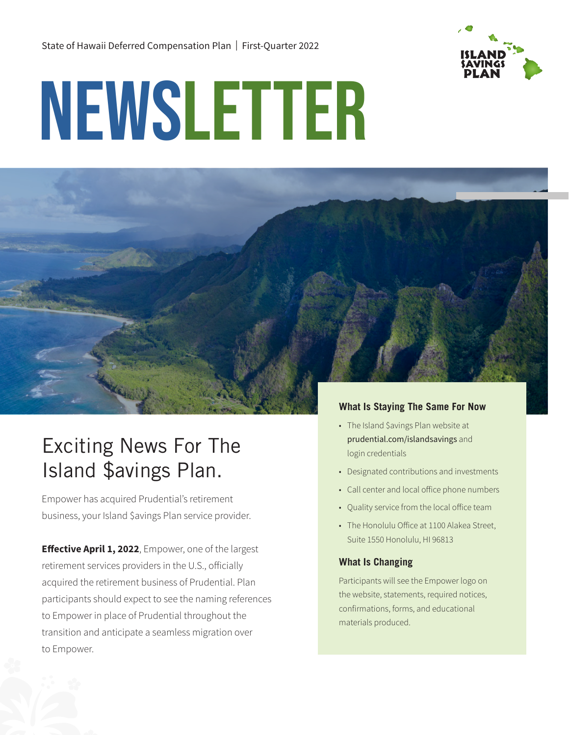State of Hawaii Deferred Compensation Plan | First-Quarter 2022

ISLAND $AVINGS PLAN

# NEWSLETTER

## Exciting News For The Island $avings Plan.

Empower has acquired Prudential's retirement business, your Island $avings Plan service provider.

**Effective April 1, 2022**, Empower, one of the largest retirement services providers in the U.S., officially acquired the retirement business of Prudential. Plan participants should expect to see the naming references to Empower in place of Prudential throughout the transition and anticipate a seamless migration over to Empower.

### What Is Staying The Same For Now

- The Island $avings Plan website at prudential.com/islandsavings and login credentials
- Designated contributions and investments
- Call center and local office phone numbers
- Quality service from the local office team
- The Honolulu Office at 1100 Alakea Street, Suite 1550 Honolulu, HI 96813

### What Is Changing

Participants will see the Empower logo on the website, statements, required notices, confirmations, forms, and educational materials produced.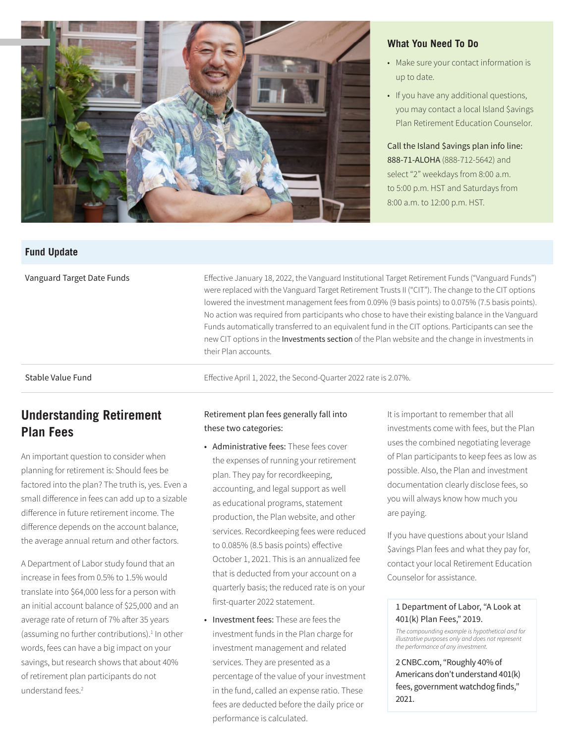### What You Need To Do

- Make sure your contact information is up to date.
- If you have any additional questions, you may contact a local Island $avings Plan Retirement Education Counselor.

Call the Island $avings plan info line: 888-71-ALOHA (888-712-5642) and select "2" weekdays from 8:00 a.m. to 5:00 p.m. HST and Saturdays from 8:00 a.m. to 12:00 p.m. HST.

## Fund Update

| | |
|---|---|
| Vanguard Target Date Funds | Effective January 18, 2022, the Vanguard Institutional Target Retirement Funds ("Vanguard Funds") were replaced with the Vanguard Target Retirement Trusts II ("CIT"). The change to the CIT options lowered the investment management fees from 0.09% (9 basis points) to 0.075% (7.5 basis points). No action was required from participants who chose to have their existing balance in the Vanguard Funds automatically transferred to an equivalent fund in the CIT options. Participants can see the new CIT options in the Investments section of the Plan website and the change in investments in their Plan accounts. |
| Stable Value Fund | Effective April 1, 2022, the Second-Quarter 2022 rate is 2.07%. |

## Understanding Retirement Plan Fees

An important question to consider when planning for retirement is: Should fees be factored into the plan? The truth is, yes. Even a small difference in fees can add up to a sizable difference in future retirement income. The difference depends on the account balance, the average annual return and other factors.

A Department of Labor study found that an increase in fees from 0.5% to 1.5% would translate into $64,000 less for a person with an initial account balance of $25,000 and an average rate of return of 7% after 35 years (assuming no further contributions).[1] In other words, fees can have a big impact on your savings, but research shows that about 40% of retirement plan participants do not understand fees.[2]

Retirement plan fees generally fall into these two categories:

- Administrative fees: These fees cover the expenses of running your retirement plan. They pay for recordkeeping, accounting, and legal support as well as educational programs, statement production, the Plan website, and other services. Recordkeeping fees were reduced to 0.085% (8.5 basis points) effective October 1, 2021. This is an annualized fee that is deducted from your account on a quarterly basis; the reduced rate is on your first-quarter 2022 statement.
- Investment fees: These are fees the investment funds in the Plan charge for investment management and related services. They are presented as a percentage of the value of your investment in the fund, called an expense ratio. These fees are deducted before the daily price or performance is calculated.

It is important to remember that all investments come with fees, but the Plan uses the combined negotiating leverage of Plan participants to keep fees as low as possible. Also, the Plan and investment documentation clearly disclose fees, so you will always know how much you are paying.

If you have questions about your Island $avings Plan fees and what they pay for, contact your local Retirement Education Counselor for assistance.

1 Department of Labor, "A Look at 401(k) Plan Fees," 2019.

*The compounding example is hypothetical and for illustrative purposes only and does not represent the performance of any investment.*

2 CNBC.com, "Roughly 40% of Americans don't understand 401(k) fees, government watchdog finds," 2021.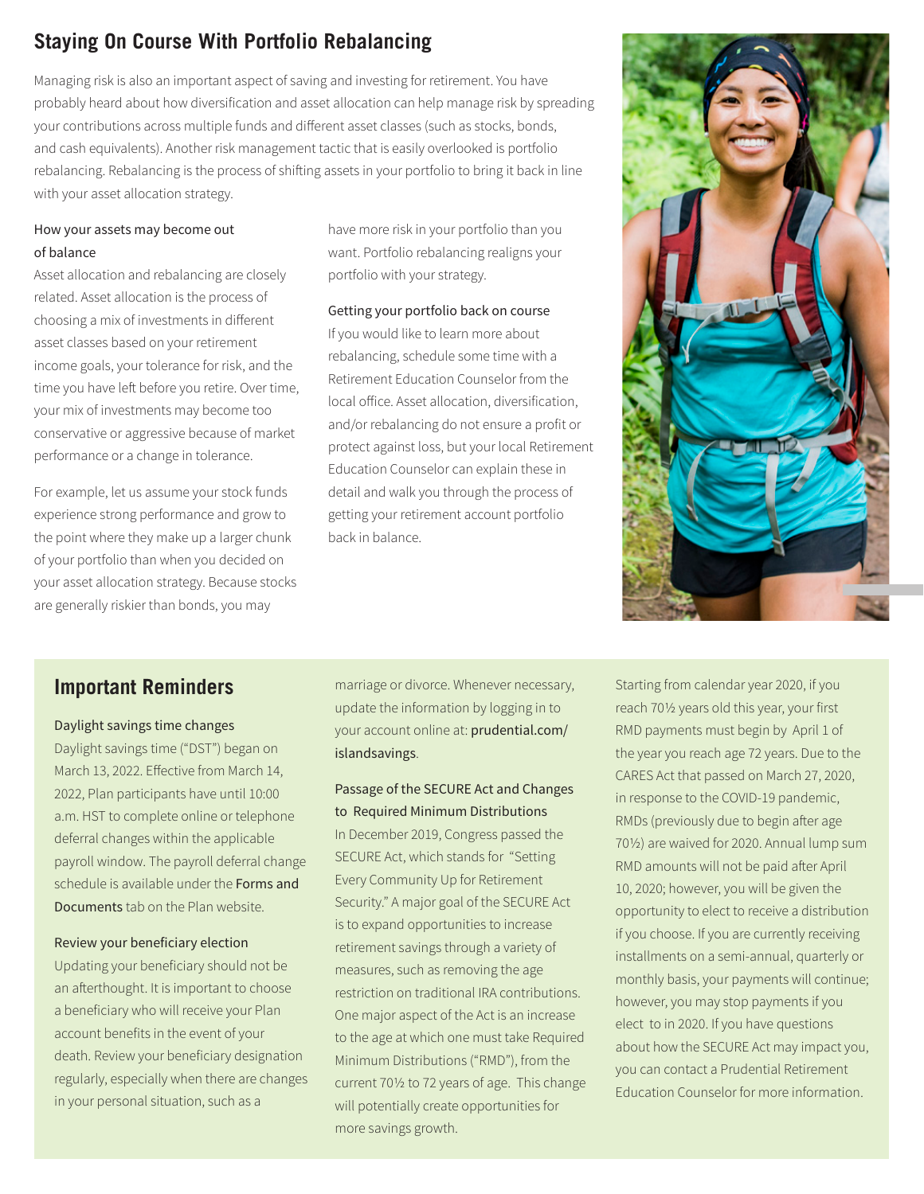## Staying On Course With Portfolio Rebalancing

Managing risk is also an important aspect of saving and investing for retirement. You have probably heard about how diversification and asset allocation can help manage risk by spreading your contributions across multiple funds and different asset classes (such as stocks, bonds, and cash equivalents). Another risk management tactic that is easily overlooked is portfolio rebalancing. Rebalancing is the process of shifting assets in your portfolio to bring it back in line with your asset allocation strategy.

### How your assets may become out of balance

Asset allocation and rebalancing are closely related. Asset allocation is the process of choosing a mix of investments in different asset classes based on your retirement income goals, your tolerance for risk, and the time you have left before you retire. Over time, your mix of investments may become too conservative or aggressive because of market performance or a change in tolerance.

For example, let us assume your stock funds experience strong performance and grow to the point where they make up a larger chunk of your portfolio than when you decided on your asset allocation strategy. Because stocks are generally riskier than bonds, you may have more risk in your portfolio than you want. Portfolio rebalancing realigns your portfolio with your strategy.

### Getting your portfolio back on course

If you would like to learn more about rebalancing, schedule some time with a Retirement Education Counselor from the local office. Asset allocation, diversification, and/or rebalancing do not ensure a profit or protect against loss, but your local Retirement Education Counselor can explain these in detail and walk you through the process of getting your retirement account portfolio back in balance.

## Important Reminders

### Daylight savings time changes

Daylight savings time ("DST") began on March 13, 2022. Effective from March 14, 2022, Plan participants have until 10:00 a.m. HST to complete online or telephone deferral changes within the applicable payroll window. The payroll deferral change schedule is available under the **Forms and Documents** tab on the Plan website.

### Review your beneficiary election

Updating your beneficiary should not be an afterthought. It is important to choose a beneficiary who will receive your Plan account benefits in the event of your death. Review your beneficiary designation regularly, especially when there are changes in your personal situation, such as a marriage or divorce. Whenever necessary, update the information by logging in to your account online at: **prudential.com/islandsavings**.

### Passage of the SECURE Act and Changes to Required Minimum Distributions

In December 2019, Congress passed the SECURE Act, which stands for "Setting Every Community Up for Retirement Security." A major goal of the SECURE Act is to expand opportunities to increase retirement savings through a variety of measures, such as removing the age restriction on traditional IRA contributions. One major aspect of the Act is an increase to the age at which one must take Required Minimum Distributions ("RMD"), from the current 70½ to 72 years of age. This change will potentially create opportunities for more savings growth.

Starting from calendar year 2020, if you reach 70½ years old this year, your first RMD payments must begin by April 1 of the year you reach age 72 years. Due to the CARES Act that passed on March 27, 2020, in response to the COVID-19 pandemic, RMDs (previously due to begin after age 70½) are waived for 2020. Annual lump sum RMD amounts will not be paid after April 10, 2020; however, you will be given the opportunity to elect to receive a distribution if you choose. If you are currently receiving installments on a semi-annual, quarterly or monthly basis, your payments will continue; however, you may stop payments if you elect to in 2020. If you have questions about how the SECURE Act may impact you, you can contact a Prudential Retirement Education Counselor for more information.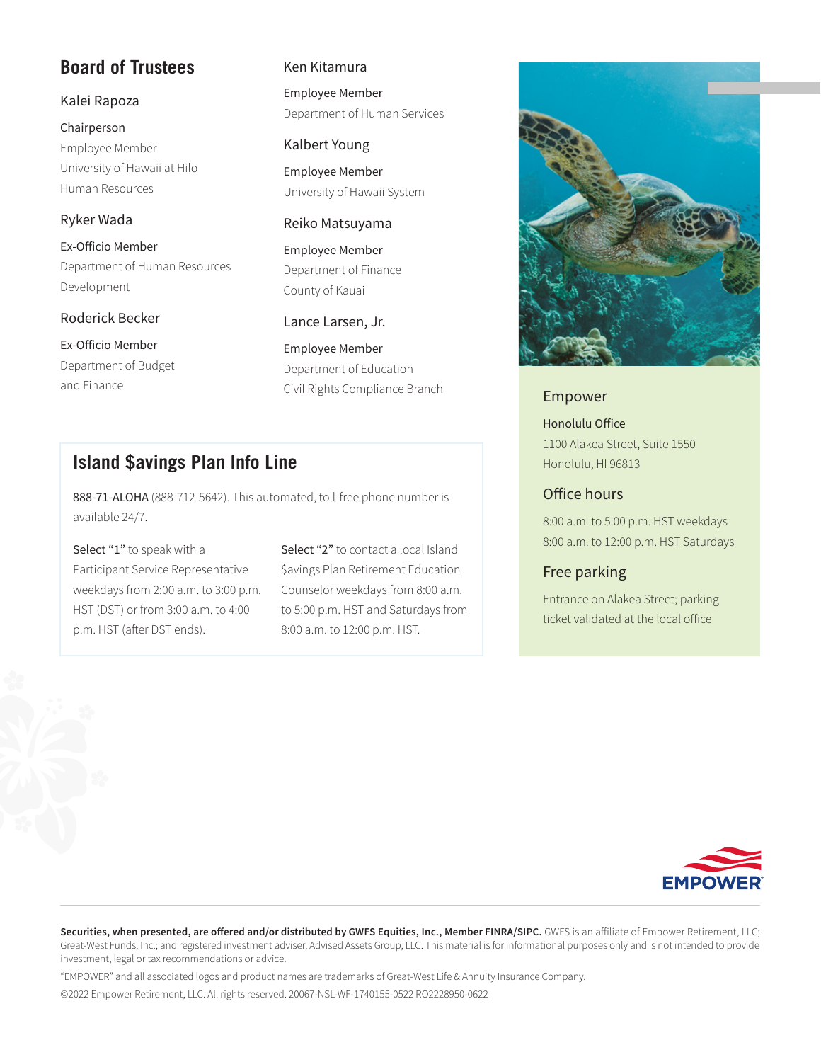## Board of Trustees

### Kalei Rapoza

Chairperson
Employee Member
University of Hawaii at Hilo
Human Resources

### Ryker Wada

Ex-Officio Member
Department of Human Resources Development

### Roderick Becker

Ex-Officio Member
Department of Budget and Finance

### Ken Kitamura

Employee Member
Department of Human Services

### Kalbert Young

Employee Member
University of Hawaii System

### Reiko Matsuyama

Employee Member
Department of Finance
County of Kauai

### Lance Larsen, Jr.

Employee Member
Department of Education
Civil Rights Compliance Branch

## Island $avings Plan Info Line

888-71-ALOHA (888-712-5642). This automated, toll-free phone number is available 24/7.

Select "1" to speak with a Participant Service Representative weekdays from 2:00 a.m. to 3:00 p.m. HST (DST) or from 3:00 a.m. to 4:00 p.m. HST (after DST ends).

Select "2" to contact a local Island $avings Plan Retirement Education Counselor weekdays from 8:00 a.m. to 5:00 p.m. HST and Saturdays from 8:00 a.m. to 12:00 p.m. HST.

### Empower

Honolulu Office
1100 Alakea Street, Suite 1550
Honolulu, HI 96813

### Office hours

8:00 a.m. to 5:00 p.m. HST weekdays
8:00 a.m. to 12:00 p.m. HST Saturdays

### Free parking

Entrance on Alakea Street; parking ticket validated at the local office

EMPOWER

**Securities, when presented, are offered and/or distributed by GWFS Equities, Inc., Member FINRA/SIPC.** GWFS is an affiliate of Empower Retirement, LLC; Great-West Funds, Inc.; and registered investment adviser, Advised Assets Group, LLC. This material is for informational purposes only and is not intended to provide investment, legal or tax recommendations or advice.

"EMPOWER" and all associated logos and product names are trademarks of Great-West Life & Annuity Insurance Company.

©2022 Empower Retirement, LLC. All rights reserved. 20067-NSL-WF-1740155-0522 RO2228950-0622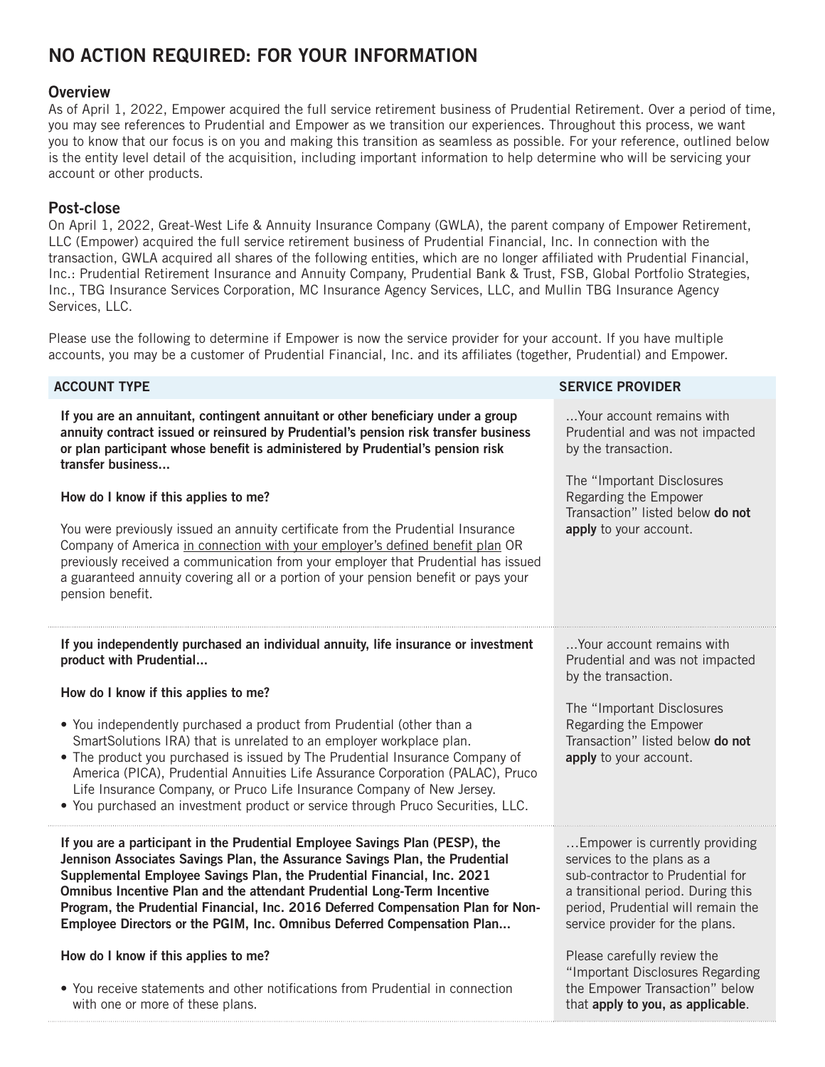# NO ACTION REQUIRED: FOR YOUR INFORMATION

## Overview

As of April 1, 2022, Empower acquired the full service retirement business of Prudential Retirement. Over a period of time, you may see references to Prudential and Empower as we transition our experiences. Throughout this process, we want you to know that our focus is on you and making this transition as seamless as possible. For your reference, outlined below is the entity level detail of the acquisition, including important information to help determine who will be servicing your account or other products.

## Post-close

On April 1, 2022, Great-West Life & Annuity Insurance Company (GWLA), the parent company of Empower Retirement, LLC (Empower) acquired the full service retirement business of Prudential Financial, Inc. In connection with the transaction, GWLA acquired all shares of the following entities, which are no longer affiliated with Prudential Financial, Inc.: Prudential Retirement Insurance and Annuity Company, Prudential Bank & Trust, FSB, Global Portfolio Strategies, Inc., TBG Insurance Services Corporation, MC Insurance Agency Services, LLC, and Mullin TBG Insurance Agency Services, LLC.

Please use the following to determine if Empower is now the service provider for your account. If you have multiple accounts, you may be a customer of Prudential Financial, Inc. and its affiliates (together, Prudential) and Empower.

| ACCOUNT TYPE | SERVICE PROVIDER |
|---|---|
| **If you are an annuitant, contingent annuitant or other beneficiary under a group annuity contract issued or reinsured by Prudential's pension risk transfer business or plan participant whose benefit is administered by Prudential's pension risk transfer business...**<br><br>**How do I know if this applies to me?**<br><br>You were previously issued an annuity certificate from the Prudential Insurance Company of America in connection with your employer's defined benefit plan OR previously received a communication from your employer that Prudential has issued a guaranteed annuity covering all or a portion of your pension benefit or pays your pension benefit. | ...Your account remains with Prudential and was not impacted by the transaction.<br><br>The "Important Disclosures Regarding the Empower Transaction" listed below **do not apply** to your account. |
| **If you independently purchased an individual annuity, life insurance or investment product with Prudential...**<br><br>**How do I know if this applies to me?**<br><br>• You independently purchased a product from Prudential (other than a SmartSolutions IRA) that is unrelated to an employer workplace plan.<br>• The product you purchased is issued by The Prudential Insurance Company of America (PICA), Prudential Annuities Life Assurance Corporation (PALAC), Pruco Life Insurance Company, or Pruco Life Insurance Company of New Jersey.<br>• You purchased an investment product or service through Pruco Securities, LLC. | ...Your account remains with Prudential and was not impacted by the transaction.<br><br>The "Important Disclosures Regarding the Empower Transaction" listed below **do not apply** to your account. |
| **If you are a participant in the Prudential Employee Savings Plan (PESP), the Jennison Associates Savings Plan, the Assurance Savings Plan, the Prudential Supplemental Employee Savings Plan, the Prudential Financial, Inc. 2021 Omnibus Incentive Plan and the attendant Prudential Long-Term Incentive Program, the Prudential Financial, Inc. 2016 Deferred Compensation Plan for Non-Employee Directors or the PGIM, Inc. Omnibus Deferred Compensation Plan...**<br><br>**How do I know if this applies to me?**<br><br>• You receive statements and other notifications from Prudential in connection with one or more of these plans. | ...Empower is currently providing services to the plans as a sub-contractor to Prudential for a transitional period. During this period, Prudential will remain the service provider for the plans.<br><br>Please carefully review the "Important Disclosures Regarding the Empower Transaction" below that **apply to you, as applicable**. |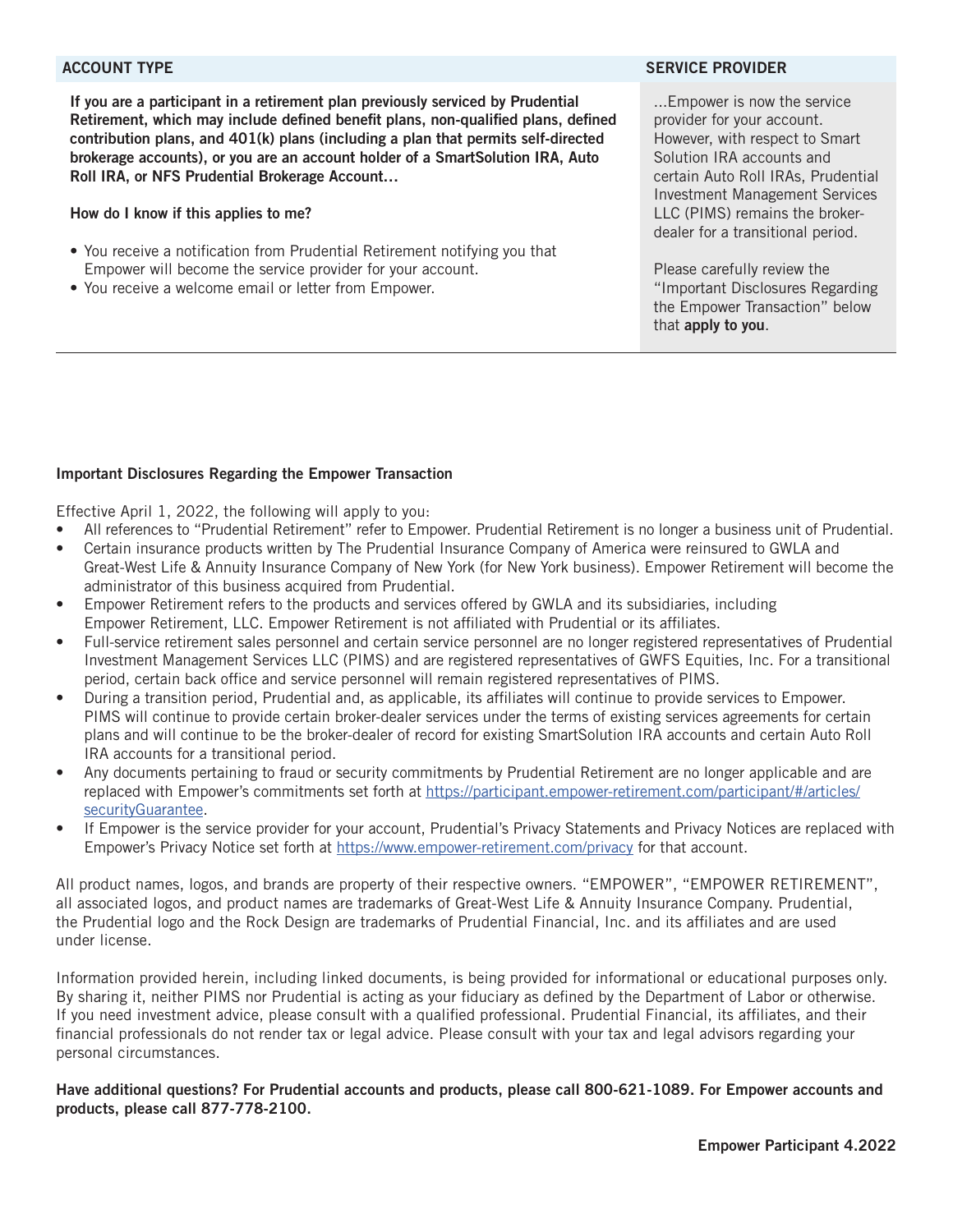| ACCOUNT TYPE | SERVICE PROVIDER |
|---|---|
| **If you are a participant in a retirement plan previously serviced by Prudential Retirement, which may include defined benefit plans, non-qualified plans, defined contribution plans, and 401(k) plans (including a plan that permits self-directed brokerage accounts), or you are an account holder of a SmartSolution IRA, Auto Roll IRA, or NFS Prudential Brokerage Account…**<br><br>**How do I know if this applies to me?**<br><br>• You receive a notification from Prudential Retirement notifying you that Empower will become the service provider for your account.<br>• You receive a welcome email or letter from Empower. | …Empower is now the service provider for your account. However, with respect to Smart Solution IRA accounts and certain Auto Roll IRAs, Prudential Investment Management Services LLC (PIMS) remains the broker-dealer for a transitional period.<br><br>Please carefully review the “Important Disclosures Regarding the Empower Transaction” below that **apply to you**. |

**Important Disclosures Regarding the Empower Transaction**

Effective April 1, 2022, the following will apply to you:

- All references to “Prudential Retirement” refer to Empower. Prudential Retirement is no longer a business unit of Prudential.
- Certain insurance products written by The Prudential Insurance Company of America were reinsured to GWLA and Great-West Life & Annuity Insurance Company of New York (for New York business). Empower Retirement will become the administrator of this business acquired from Prudential.
- Empower Retirement refers to the products and services offered by GWLA and its subsidiaries, including Empower Retirement, LLC. Empower Retirement is not affiliated with Prudential or its affiliates.
- Full-service retirement sales personnel and certain service personnel are no longer registered representatives of Prudential Investment Management Services LLC (PIMS) and are registered representatives of GWFS Equities, Inc. For a transitional period, certain back office and service personnel will remain registered representatives of PIMS.
- During a transition period, Prudential and, as applicable, its affiliates will continue to provide services to Empower. PIMS will continue to provide certain broker-dealer services under the terms of existing services agreements for certain plans and will continue to be the broker-dealer of record for existing SmartSolution IRA accounts and certain Auto Roll IRA accounts for a transitional period.
- Any documents pertaining to fraud or security commitments by Prudential Retirement are no longer applicable and are replaced with Empower’s commitments set forth at https://participant.empower-retirement.com/participant/#/articles/securityGuarantee.
- If Empower is the service provider for your account, Prudential’s Privacy Statements and Privacy Notices are replaced with Empower’s Privacy Notice set forth at https://www.empower-retirement.com/privacy for that account.

All product names, logos, and brands are property of their respective owners. “EMPOWER”, “EMPOWER RETIREMENT”, all associated logos, and product names are trademarks of Great-West Life & Annuity Insurance Company. Prudential, the Prudential logo and the Rock Design are trademarks of Prudential Financial, Inc. and its affiliates and are used under license.

Information provided herein, including linked documents, is being provided for informational or educational purposes only. By sharing it, neither PIMS nor Prudential is acting as your fiduciary as defined by the Department of Labor or otherwise. If you need investment advice, please consult with a qualified professional. Prudential Financial, its affiliates, and their financial professionals do not render tax or legal advice. Please consult with your tax and legal advisors regarding your personal circumstances.

**Have additional questions? For Prudential accounts and products, please call 800-621-1089. For Empower accounts and products, please call 877-778-2100.**

**Empower Participant 4.2022**